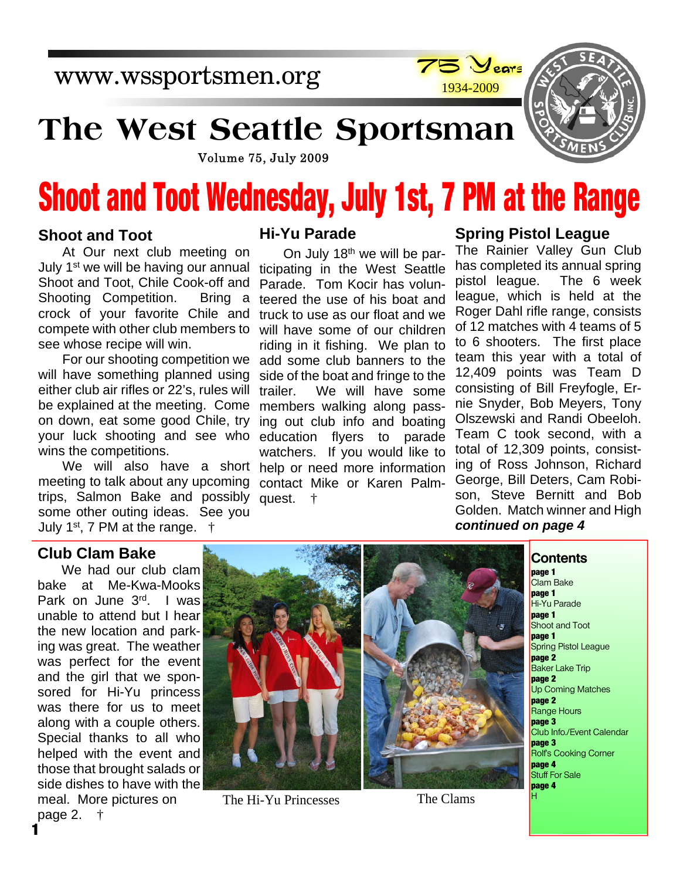www.wssportsmen.org

75 Years 1934-2009

# The West Seattle Sportsman

Volume 75, July 2009

# Shoot and Toot Wednesday, July 1st, 7 PM at the Range

## Shoot and Toot

At Our next club meeting on July 1st we will be having our annual Shoot and Toot, Chile Cook-off and Shooting Competition. Bring a crock of your favorite Chile and compete with other club members to see whose recipe will win.

For our shooting competition we will have something planned using either club air rifles or 22's, rules will be explained at the meeting. Come on down, eat some good Chile, try your luck shooting and see who wins the competitions.

We will also have a short meeting to talk about any upcoming trips, Salmon Bake and possibly some other outing ideas. See you July 1st, 7 PM at the range. †

## Hi-Yu Parade

On July 18th we will be participating in the West Seattle Parade. Tom Kocir has volunteered the use of his boat and truck to use as our float and we will have some of our children riding in it fishing. We plan to add some club banners to the side of the boat and fringe to the trailer. We will have some members walking along passing out club info and boating education flyers to parade watchers. If you would like to help or need more information contact Mike or Karen Palmquest. †

## Spring Pistol League

The Rainier Valley Gun Club has completed its annual spring pistol league. The 6 week league, which is held at the Roger Dahl rifle range, consists of 12 matches with 4 teams of 5 to 6 shooters. The first place team this year with a total of 12,409 points was Team D consisting of Bill Freyfogle, Ernie Snyder, Bob Meyers, Tony Olszewski and Randi Obeeloh. Team C took second, with a total of 12,309 points, consisting of Ross Johnson, Richard George, Bill Deters, Cam Robison, Steve Bernitt and Bob Golden. Match winner and High ***continued on page 4***

## Club Clam Bake

We had our club clam bake at Me-Kwa-Mooks Park on June 3rd. I was unable to attend but I hear the new location and parking was great. The weather was perfect for the event and the girl that we sponsored for Hi-Yu princess was there for us to meet along with a couple others. Special thanks to all who helped with the event and those that brought salads or side dishes to have with the meal. More pictures on page 2. †

The Hi-Yu Princesses

The Clams

## Contents

**page 1**
Clam Bake
**page 1**
Hi-Yu Parade
**page 1**
Shoot and Toot
**page 1**
Spring Pistol League
**page 2**
Baker Lake Trip
**page 2**
Up Coming Matches
**page 2**
Range Hours
**page 3**
Club Info./Event Calendar
**page 3**
Rolf's Cooking Corner
**page 4**
Stuff For Sale
**page 4**
H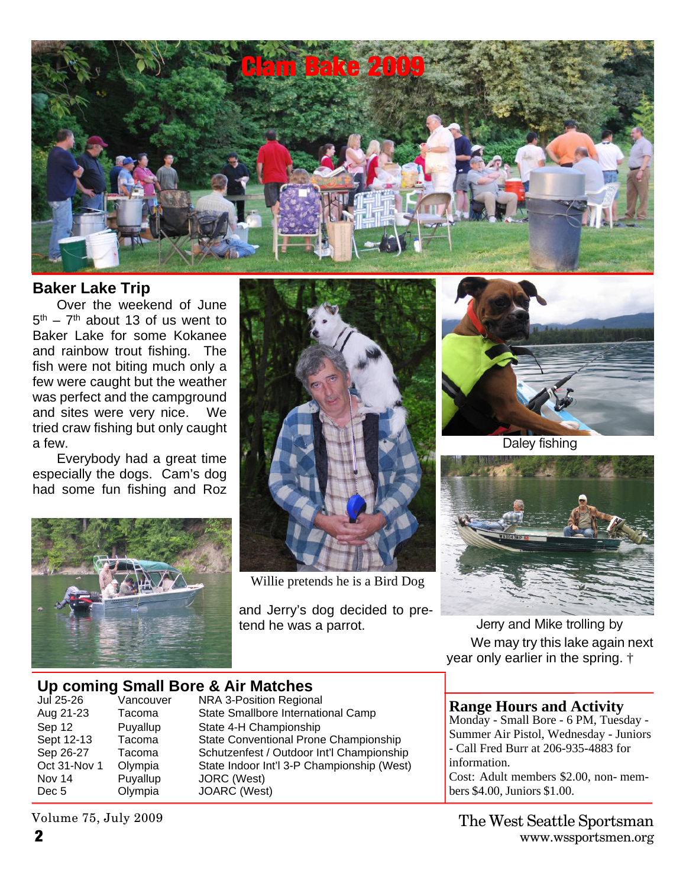# Clam Bake 2009

## Baker Lake Trip

Over the weekend of June 5th – 7th about 13 of us went to Baker Lake for some Kokanee and rainbow trout fishing. The fish were not biting much only a few were caught but the weather was perfect and the campground and sites were very nice. We tried craw fishing but only caught a few.

Everybody had a great time especially the dogs. Cam's dog had some fun fishing and Roz and Jerry's dog decided to pretend he was a parrot.

Willie pretends he is a Bird Dog

Daley fishing

Jerry and Mike trolling by

We may try this lake again next year only earlier in the spring. †

## Up coming Small Bore & Air Matches

| Date | Location | Event |
|---|---|---|
| Jul 25-26 | Vancouver | NRA 3-Position Regional |
| Aug 21-23 | Tacoma | State Smallbore International Camp |
| Sep 12 | Puyallup | State 4-H Championship |
| Sept 12-13 | Tacoma | State Conventional Prone Championship |
| Sep 26-27 | Tacoma | Schutzenfest / Outdoor Int'l Championship |
| Oct 31-Nov 1 | Olympia | State Indoor Int'l 3-P Championship (West) |
| Nov 14 | Puyallup | JORC (West) |
| Dec 5 | Olympia | JOARC (West) |

## Range Hours and Activity

Monday - Small Bore - 6 PM, Tuesday - Summer Air Pistol, Wednesday - Juniors - Call Fred Burr at 206-935-4883 for information.

Cost: Adult members $2.00, non- members $4.00, Juniors $1.00.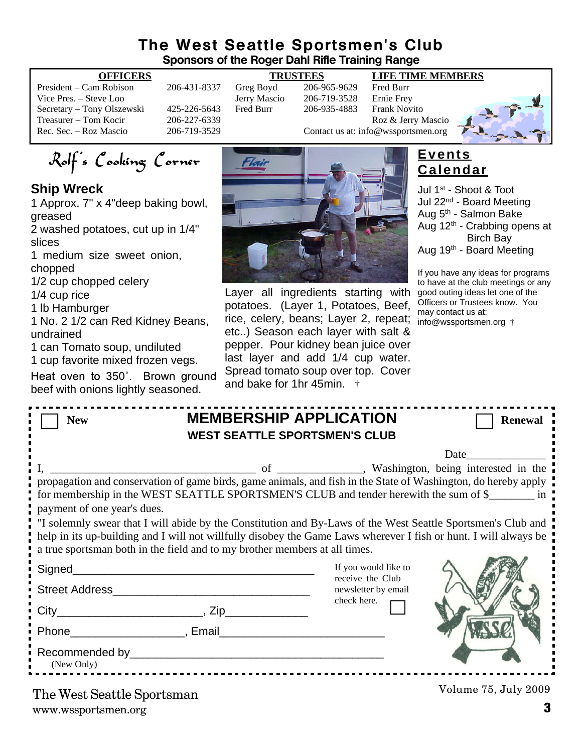# The West Seattle Sportsmen's Club

**Sponsors of the Roger Dahl Rifle Training Range**

| OFFICERS | | TRUSTEES | | LIFE TIME MEMBERS |
|---|---|---|---|---|
| President – Cam Robison | 206-431-8337 | Greg Boyd | 206-965-9629 | Fred Burr |
| Vice Pres. – Steve Loo | | Jerry Mascio | 206-719-3528 | Ernie Frey |
| Secretary – Tony Olszewski | 425-226-5643 | Fred Burr | 206-935-4883 | Frank Novito |
| Treasurer – Tom Kocir | 206-227-6339 | | | Roz & Jerry Mascio |
| Rec. Sec. – Roz Mascio | 206-719-3529 | | | |

Contact us at: info@wssportsmen.org

## Rolf's Cooking Corner

### Ship Wreck

1 Approx. 7" x 4"deep baking bowl, greased
2 washed potatoes, cut up in 1/4" slices
1 medium size sweet onion, chopped
1/2 cup chopped celery
1/4 cup rice
1 lb Hamburger
1 No. 2 1/2 can Red Kidney Beans, undrained
1 can Tomato soup, undiluted
1 cup favorite mixed frozen vegs.

Heat oven to 350˚. Brown ground beef with onions lightly seasoned.

Layer all ingredients starting with potatoes. (Layer 1, Potatoes, Beef, rice, celery, beans; Layer 2, repeat; etc..) Season each layer with salt & pepper. Pour kidney bean juice over last layer and add 1/4 cup water. Spread tomato soup over top. Cover and bake for 1hr 45min. †

## Events Calendar

Jul 1st - Shoot & Toot
Jul 22nd - Board Meeting
Aug 5th - Salmon Bake
Aug 12th - Crabbing opens at Birch Bay
Aug 19th - Board Meeting

If you have any ideas for programs to have at the club meetings or any good outing ideas let one of the Officers or Trustees know. You may contact us at: info@wssportsmen.org †

---

☐ New

## MEMBERSHIP APPLICATION

### WEST SEATTLE SPORTSMEN'S CLUB

☐ Renewal

Date______________

I, ____________________________________ of _______________, Washington, being interested in the propagation and conservation of game birds, game animals, and fish in the State of Washington, do hereby apply for membership in the WEST SEATTLE SPORTSMEN'S CLUB and tender herewith the sum of $________ in payment of one year's dues.

"I solemnly swear that I will abide by the Constitution and By-Laws of the West Seattle Sportsmen's Club and help in its up-building and I will not willfully disobey the Game Laws wherever I fish or hunt. I will always be a true sportsman both in the field and to my brother members at all times.

Signed_______________________________________

Street Address_______________________________

City______________________, Zip_____________

Phone__________________, Email__________________________

Recommended by________________________________________
(New Only)

If you would like to receive the Club newsletter by email check here. ☐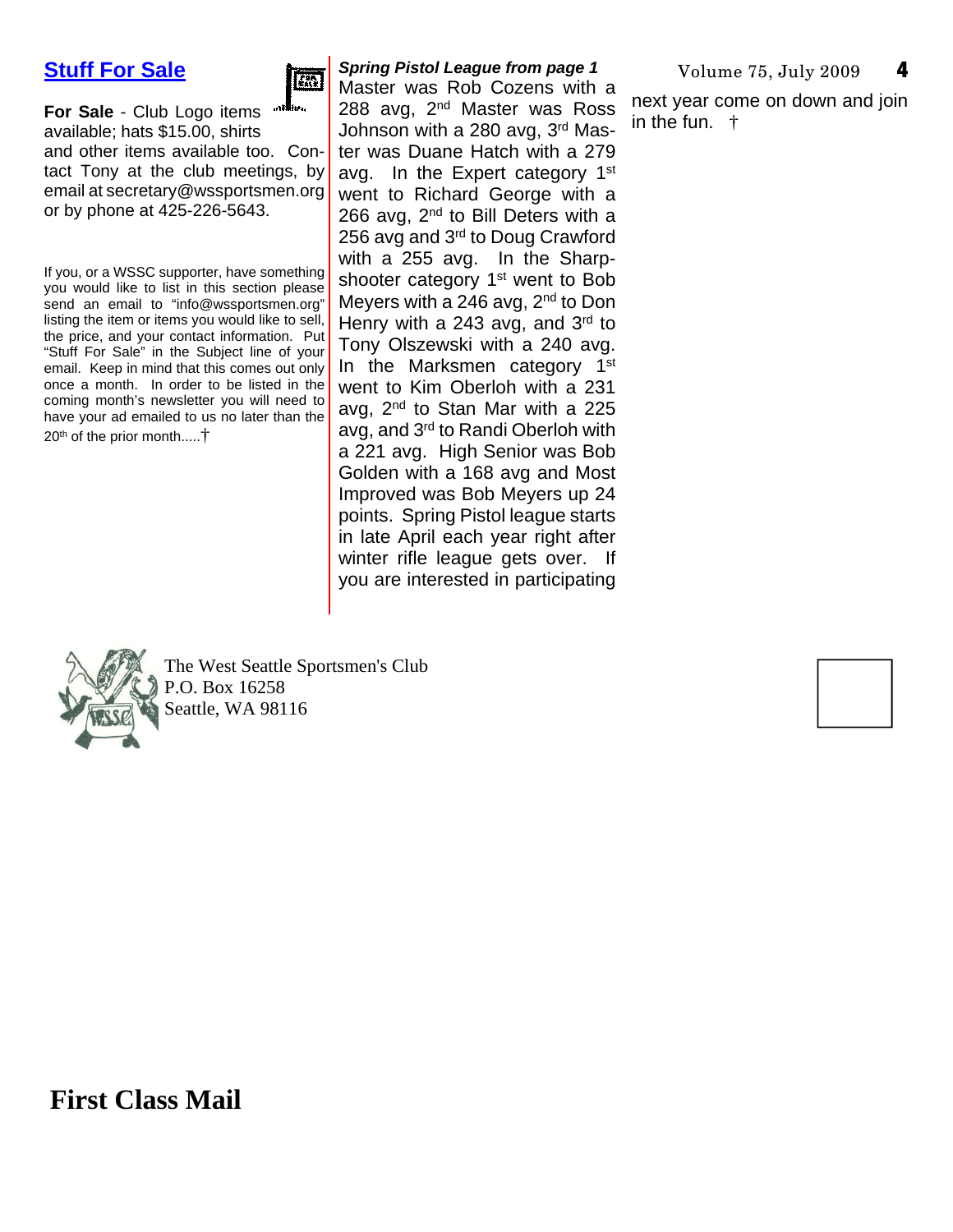## Stuff For Sale

**For Sale** - Club Logo items available; hats $15.00, shirts and other items available too. Contact Tony at the club meetings, by email at secretary@wssportsmen.org or by phone at 425-226-5643.

If you, or a WSSC supporter, have something you would like to list in this section please send an email to "info@wssportsmen.org" listing the item or items you would like to sell, the price, and your contact information. Put "Stuff For Sale" in the Subject line of your email. Keep in mind that this comes out only once a month. In order to be listed in the coming month's newsletter you will need to have your ad emailed to us no later than the 20th of the prior month.....†

***Spring Pistol League from page 1***

Master was Rob Cozens with a 288 avg, 2nd Master was Ross Johnson with a 280 avg, 3rd Master was Duane Hatch with a 279 avg. In the Expert category 1st went to Richard George with a 266 avg, 2nd to Bill Deters with a 256 avg and 3rd to Doug Crawford with a 255 avg. In the Sharpshooter category 1st went to Bob Meyers with a 246 avg, 2nd to Don Henry with a 243 avg, and 3rd to Tony Olszewski with a 240 avg. In the Marksmen category 1st went to Kim Oberloh with a 231 avg, 2nd to Stan Mar with a 225 avg, and 3rd to Randi Oberloh with a 221 avg. High Senior was Bob Golden with a 168 avg and Most Improved was Bob Meyers up 24 points. Spring Pistol league starts in late April each year right after winter rifle league gets over. If you are interested in participating next year come on down and join in the fun. †

The West Seattle Sportsmen's Club
P.O. Box 16258
Seattle, WA 98116

**First Class Mail**